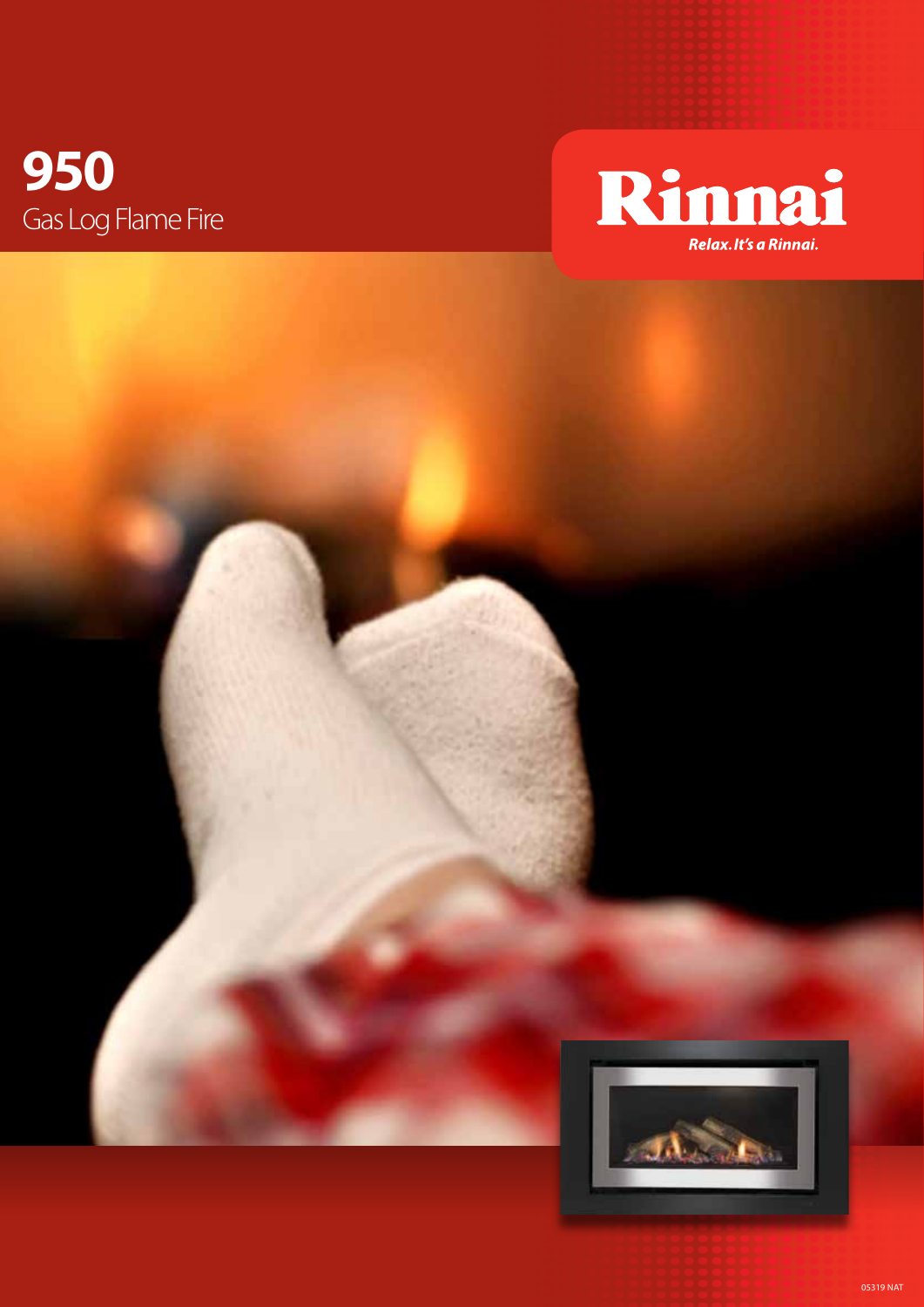# 950
## Gas Log Flame Fire

Rinnai

*Relax. It's a Rinnai.*

05319 NAT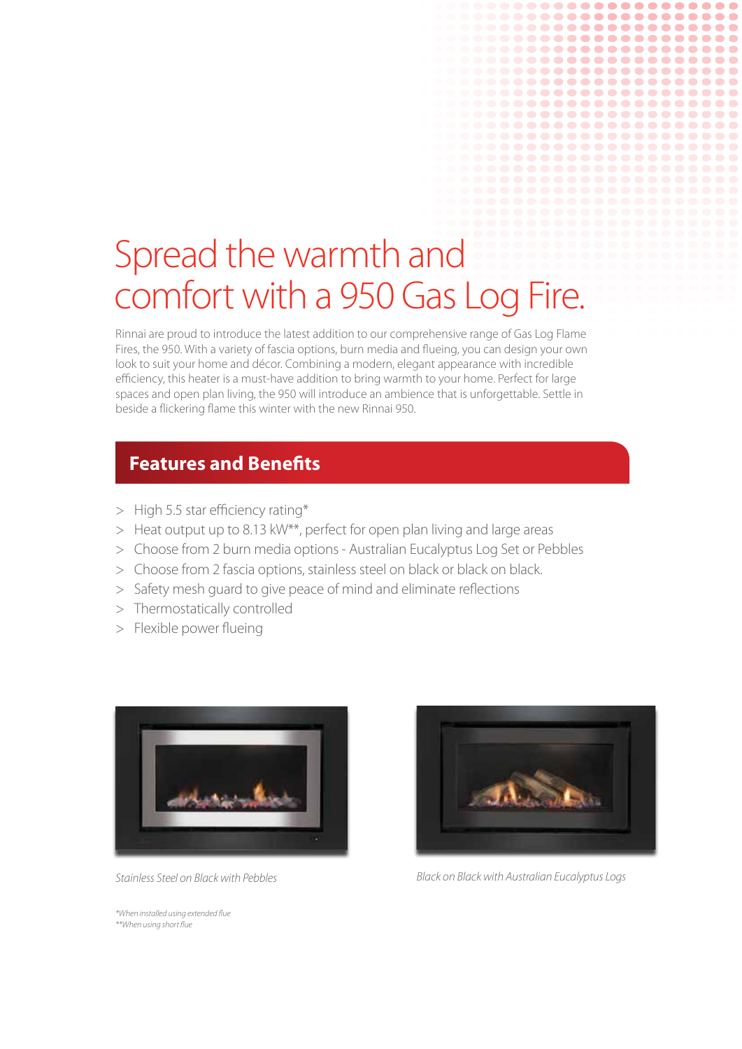# Spread the warmth and comfort with a 950 Gas Log Fire.

Rinnai are proud to introduce the latest addition to our comprehensive range of Gas Log Flame Fires, the 950. With a variety of fascia options, burn media and flueing, you can design your own look to suit your home and décor. Combining a modern, elegant appearance with incredible efficiency, this heater is a must-have addition to bring warmth to your home. Perfect for large spaces and open plan living, the 950 will introduce an ambience that is unforgettable. Settle in beside a flickering flame this winter with the new Rinnai 950.

## Features and Benefits

- High 5.5 star efficiency rating*
- Heat output up to 8.13 kW**, perfect for open plan living and large areas
- Choose from 2 burn media options - Australian Eucalyptus Log Set or Pebbles
- Choose from 2 fascia options, stainless steel on black or black on black.
- Safety mesh guard to give peace of mind and eliminate reflections
- Thermostatically controlled
- Flexible power flueing

*Stainless Steel on Black with Pebbles*

*Black on Black with Australian Eucalyptus Logs*

*\*When installed using extended flue*
*\*\*When using short flue*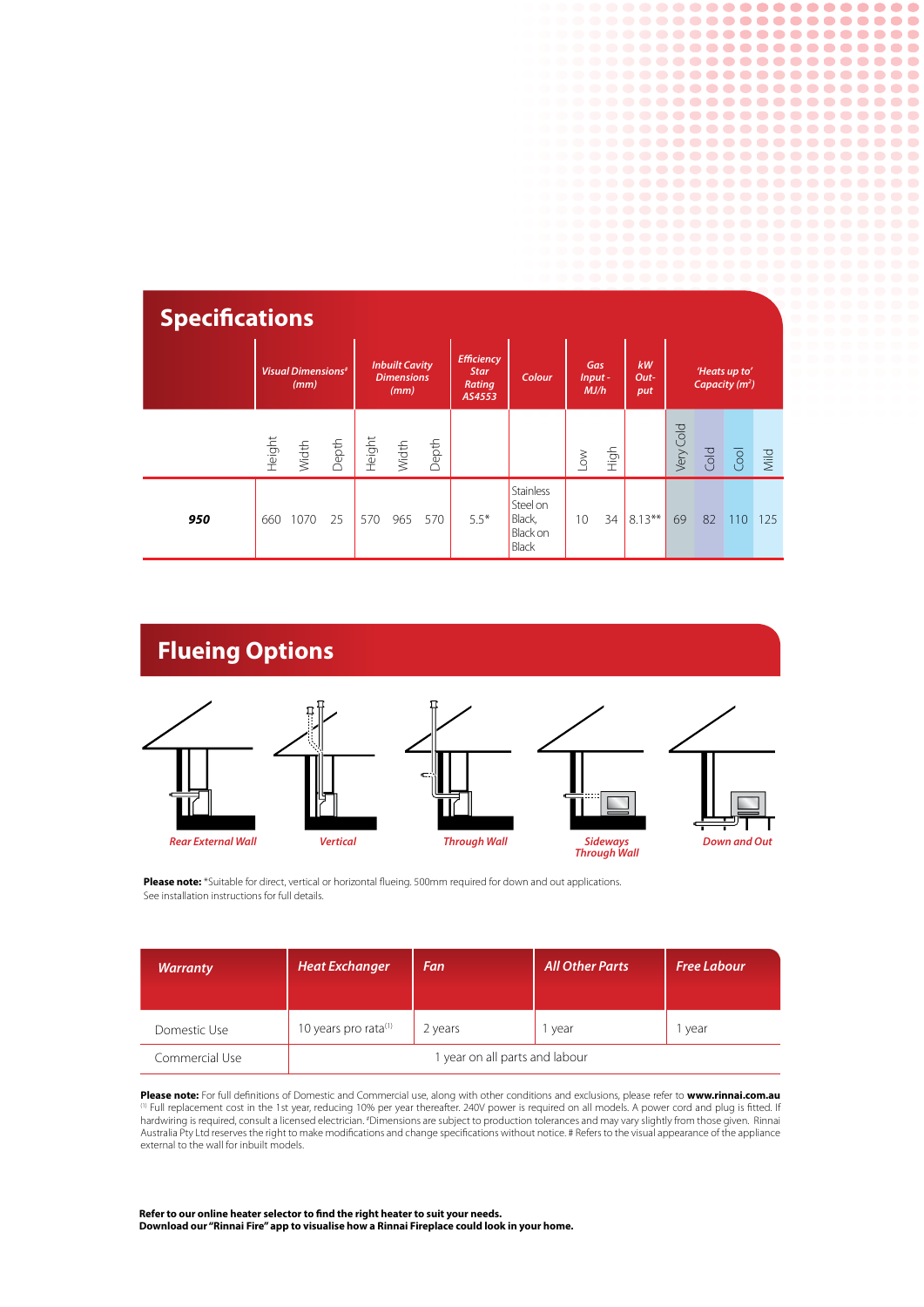## Specifications

| | Visual Dimensions# (mm) | | | Inbuilt Cavity Dimensions (mm) | | | Efficiency Star Rating AS4553 | Colour | Gas Input - MJ/h | | kW Out-put | 'Heats up to' Capacity ($m^2$) | | | |
|---|---|---|---|---|---|---|---|---|---|---|---|---|---|---|---|
| | Height | Width | Depth | Height | Width | Depth | | | Low | High | | Very Cold | Cold | Cool | Mild |
| **950** | 660 | 1070 | 25 | 570 | 965 | 570 | 5.5* | Stainless Steel on Black, Black on Black | 10 | 34 | 8.13** | 69 | 82 | 110 | 125 |

## Flueing Options

Rear External Wall

Vertical

Through Wall

Sideways Through Wall

Down and Out

**Please note:** *Suitable for direct, vertical or horizontal flueing. 500mm required for down and out applications. See installation instructions for full details.

| Warranty | Heat Exchanger | Fan | All Other Parts | Free Labour |
|---|---|---|---|---|
| Domestic Use | 10 years pro rata[1] | 2 years | 1 year | 1 year |
| Commercial Use | 1 year on all parts and labour | | | |

**Please note:** For full definitions of Domestic and Commercial use, along with other conditions and exclusions, please refer to **www.rinnai.com.au** [1] Full replacement cost in the 1st year, reducing 10% per year thereafter. 240V power is required on all models. A power cord and plug is fitted. If hardwiring is required, consult a licensed electrician. #Dimensions are subject to production tolerances and may vary slightly from those given. Rinnai Australia Pty Ltd reserves the right to make modifications and change specifications without notice. # Refers to the visual appearance of the appliance external to the wall for inbuilt models.

**Refer to our online heater selector to find the right heater to suit your needs.**
**Download our "Rinnai Fire" app to visualise how a Rinnai Fireplace could look in your home.**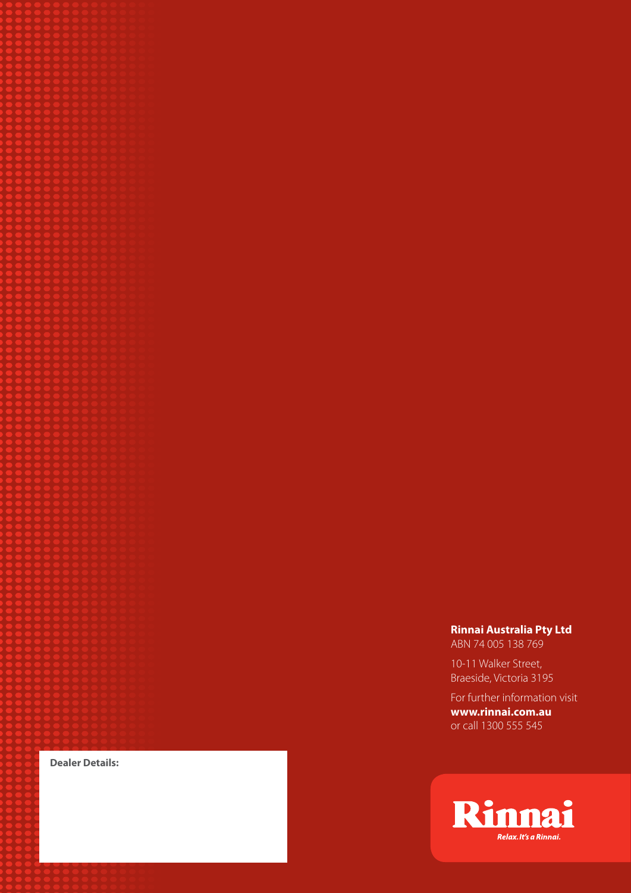**Rinnai Australia Pty Ltd**
ABN 74 005 138 769

10-11 Walker Street,
Braeside, Victoria 3195

For further information visit
**www.rinnai.com.au**
or call 1300 555 545

**Dealer Details:**

Rinnai

*Relax. It's a Rinnai.*